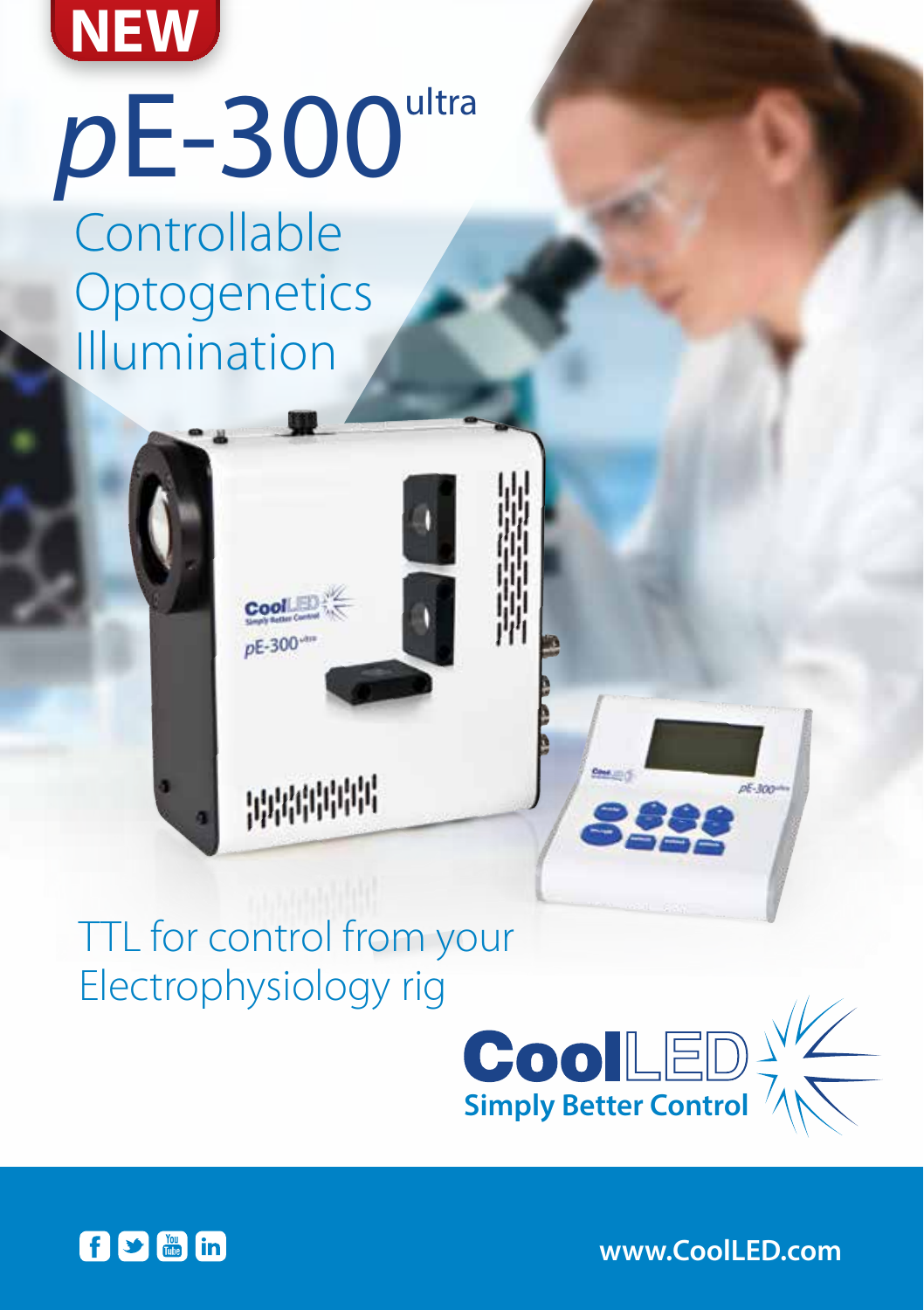NEW

# *p*E-300[ultra]

## Controllable Optogenetics Illumination

TTL for control from your Electrophysiology rig

**CoolLED**
**Simply Better Control**

www.CoolLED.com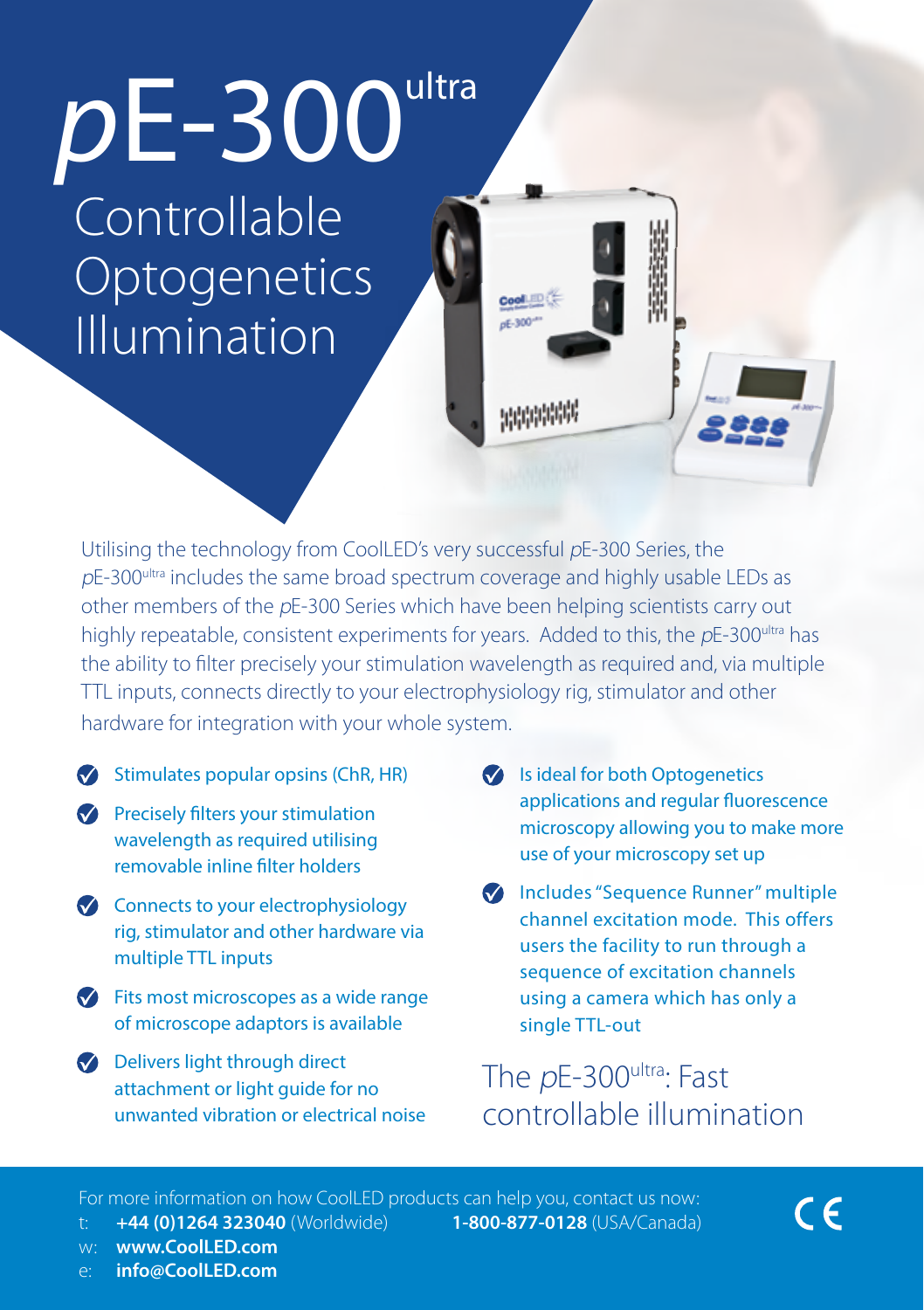# *p*E-300ultra

## Controllable Optogenetics Illumination

Utilising the technology from CoolLED's very successful *p*E-300 Series, the *p*E-300ultra includes the same broad spectrum coverage and highly usable LEDs as other members of the *p*E-300 Series which have been helping scientists carry out highly repeatable, consistent experiments for years. Added to this, the *p*E-300ultra has the ability to filter precisely your stimulation wavelength as required and, via multiple TTL inputs, connects directly to your electrophysiology rig, stimulator and other hardware for integration with your whole system.

- Stimulates popular opsins (ChR, HR)
- Precisely filters your stimulation wavelength as required utilising removable inline filter holders
- Connects to your electrophysiology rig, stimulator and other hardware via multiple TTL inputs
- Fits most microscopes as a wide range of microscope adaptors is available
- Delivers light through direct attachment or light guide for no unwanted vibration or electrical noise
- Is ideal for both Optogenetics applications and regular fluorescence microscopy allowing you to make more use of your microscopy set up
- Includes "Sequence Runner" multiple channel excitation mode. This offers users the facility to run through a sequence of excitation channels using a camera which has only a single TTL-out

## The *p*E-300ultra: Fast controllable illumination

For more information on how CoolLED products can help you, contact us now:

t: **+44 (0)1264 323040** (Worldwide) **1-800-877-0128** (USA/Canada)

w: **www.CoolLED.com**

e: **info@CoolLED.com**